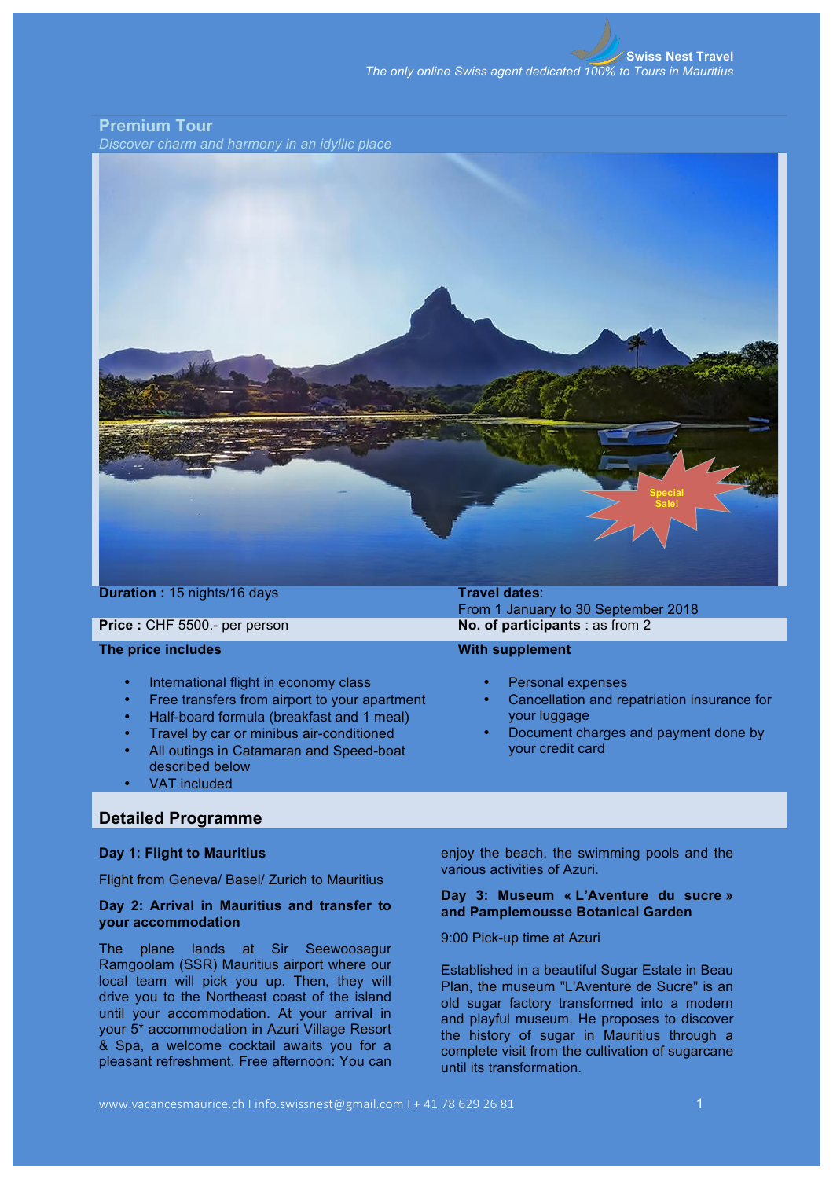Swiss Nest Travel
*The only online Swiss agent dedicated 100% to Tours in Mauritius*

## Premium Tour

*Discover charm and harmony in an idyllic place*

**Duration :** 15 nights/16 days

**Travel dates**:
From 1 January to 30 September 2018

**Price :** CHF 5500.- per person

**No. of participants** : as from 2

**The price includes**

- International flight in economy class
- Free transfers from airport to your apartment
- Half-board formula (breakfast and 1 meal)
- Travel by car or minibus air-conditioned
- All outings in Catamaran and Speed-boat described below
- VAT included

**With supplement**

- Personal expenses
- Cancellation and repatriation insurance for your luggage
- Document charges and payment done by your credit card

## Detailed Programme

**Day 1: Flight to Mauritius**

Flight from Geneva/ Basel/ Zurich to Mauritius

**Day 2: Arrival in Mauritius and transfer to your accommodation**

The plane lands at Sir Seewoosagur Ramgoolam (SSR) Mauritius airport where our local team will pick you up. Then, they will drive you to the Northeast coast of the island until your accommodation. At your arrival in your 5* accommodation in Azuri Village Resort & Spa, a welcome cocktail awaits you for a pleasant refreshment. Free afternoon: You can enjoy the beach, the swimming pools and the various activities of Azuri.

**Day 3: Museum « L'Aventure du sucre » and Pamplemousse Botanical Garden**

9:00 Pick-up time at Azuri

Established in a beautiful Sugar Estate in Beau Plan, the museum "L'Aventure de Sucre" is an old sugar factory transformed into a modern and playful museum. He proposes to discover the history of sugar in Mauritius through a complete visit from the cultivation of sugarcane until its transformation.

www.vacancesmaurice.ch I info.swissnest@gmail.com I + 41 78 629 26 81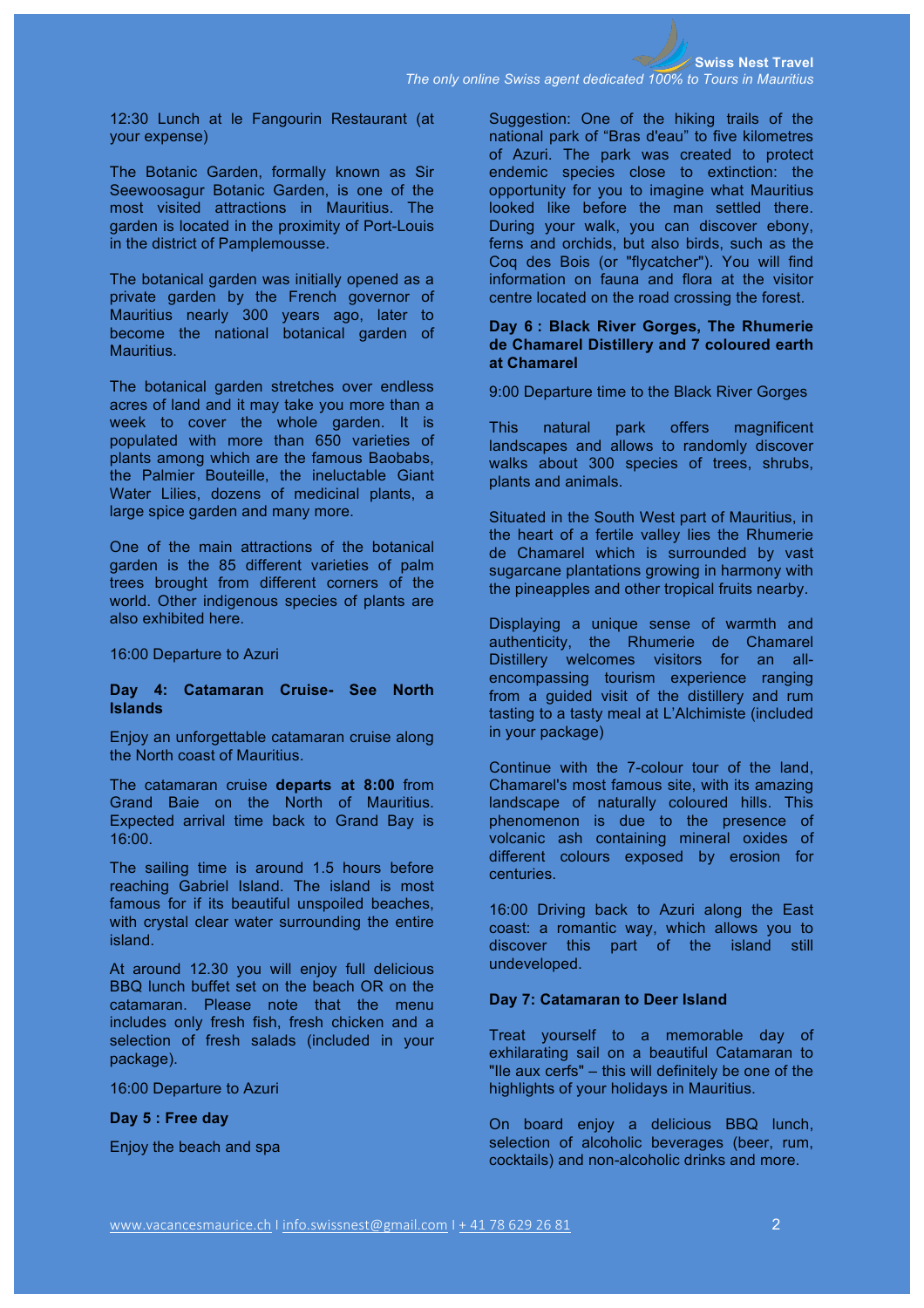12:30 Lunch at le Fangourin Restaurant (at your expense)

The Botanic Garden, formally known as Sir Seewoosagur Botanic Garden, is one of the most visited attractions in Mauritius. The garden is located in the proximity of Port-Louis in the district of Pamplemousse.

The botanical garden was initially opened as a private garden by the French governor of Mauritius nearly 300 years ago, later to become the national botanical garden of Mauritius.

The botanical garden stretches over endless acres of land and it may take you more than a week to cover the whole garden. It is populated with more than 650 varieties of plants among which are the famous Baobabs, the Palmier Bouteille, the ineluctable Giant Water Lilies, dozens of medicinal plants, a large spice garden and many more.

One of the main attractions of the botanical garden is the 85 different varieties of palm trees brought from different corners of the world. Other indigenous species of plants are also exhibited here.

16:00 Departure to Azuri

**Day 4: Catamaran Cruise- See North Islands**

Enjoy an unforgettable catamaran cruise along the North coast of Mauritius.

The catamaran cruise **departs at 8:00** from Grand Baie on the North of Mauritius. Expected arrival time back to Grand Bay is 16:00.

The sailing time is around 1.5 hours before reaching Gabriel Island. The island is most famous for if its beautiful unspoiled beaches, with crystal clear water surrounding the entire island.

At around 12.30 you will enjoy full delicious BBQ lunch buffet set on the beach OR on the catamaran. Please note that the menu includes only fresh fish, fresh chicken and a selection of fresh salads (included in your package).

16:00 Departure to Azuri

**Day 5 : Free day**

Enjoy the beach and spa

Suggestion: One of the hiking trails of the national park of "Bras d'eau" to five kilometres of Azuri. The park was created to protect endemic species close to extinction: the opportunity for you to imagine what Mauritius looked like before the man settled there. During your walk, you can discover ebony, ferns and orchids, but also birds, such as the Coq des Bois (or "flycatcher"). You will find information on fauna and flora at the visitor centre located on the road crossing the forest.

**Day 6 : Black River Gorges, The Rhumerie de Chamarel Distillery and 7 coloured earth at Chamarel**

9:00 Departure time to the Black River Gorges

This natural park offers magnificent landscapes and allows to randomly discover walks about 300 species of trees, shrubs, plants and animals.

Situated in the South West part of Mauritius, in the heart of a fertile valley lies the Rhumerie de Chamarel which is surrounded by vast sugarcane plantations growing in harmony with the pineapples and other tropical fruits nearby.

Displaying a unique sense of warmth and authenticity, the Rhumerie de Chamarel Distillery welcomes visitors for an all-encompassing tourism experience ranging from a guided visit of the distillery and rum tasting to a tasty meal at L'Alchimiste (included in your package)

Continue with the 7-colour tour of the land, Chamarel's most famous site, with its amazing landscape of naturally coloured hills. This phenomenon is due to the presence of volcanic ash containing mineral oxides of different colours exposed by erosion for centuries.

16:00 Driving back to Azuri along the East coast: a romantic way, which allows you to discover this part of the island still undeveloped.

**Day 7: Catamaran to Deer Island**

Treat yourself to a memorable day of exhilarating sail on a beautiful Catamaran to "Ile aux cerfs" – this will definitely be one of the highlights of your holidays in Mauritius.

On board enjoy a delicious BBQ lunch, selection of alcoholic beverages (beer, rum, cocktails) and non-alcoholic drinks and more.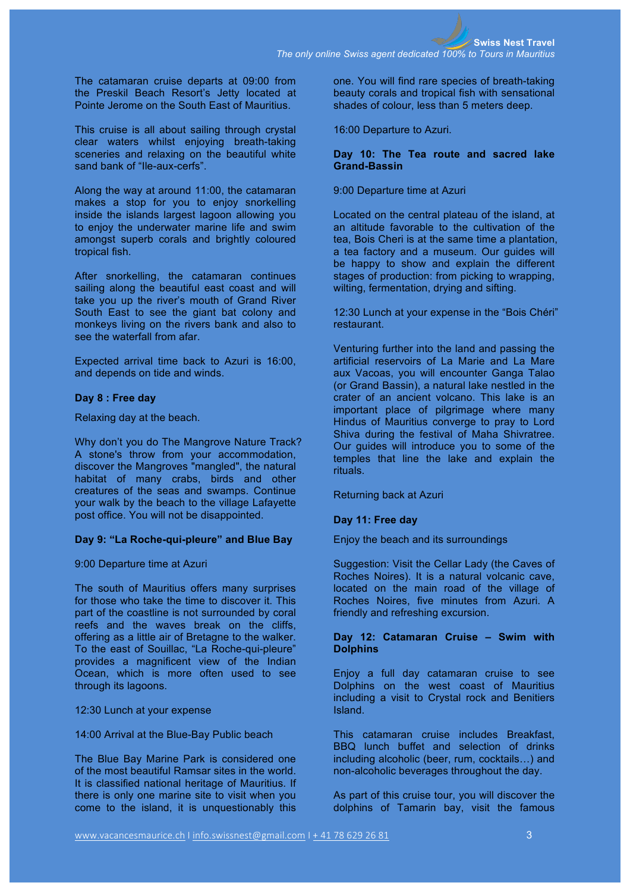The catamaran cruise departs at 09:00 from the Preskil Beach Resort's Jetty located at Pointe Jerome on the South East of Mauritius.

This cruise is all about sailing through crystal clear waters whilst enjoying breath-taking sceneries and relaxing on the beautiful white sand bank of "Ile-aux-cerfs".

Along the way at around 11:00, the catamaran makes a stop for you to enjoy snorkelling inside the islands largest lagoon allowing you to enjoy the underwater marine life and swim amongst superb corals and brightly coloured tropical fish.

After snorkelling, the catamaran continues sailing along the beautiful east coast and will take you up the river's mouth of Grand River South East to see the giant bat colony and monkeys living on the rivers bank and also to see the waterfall from afar.

Expected arrival time back to Azuri is 16:00, and depends on tide and winds.

**Day 8 : Free day**

Relaxing day at the beach.

Why don't you do The Mangrove Nature Track? A stone's throw from your accommodation, discover the Mangroves "mangled", the natural habitat of many crabs, birds and other creatures of the seas and swamps. Continue your walk by the beach to the village Lafayette post office. You will not be disappointed.

**Day 9: "La Roche-qui-pleure" and Blue Bay**

9:00 Departure time at Azuri

The south of Mauritius offers many surprises for those who take the time to discover it. This part of the coastline is not surrounded by coral reefs and the waves break on the cliffs, offering as a little air of Bretagne to the walker. To the east of Souillac, "La Roche-qui-pleure" provides a magnificent view of the Indian Ocean, which is more often used to see through its lagoons.

12:30 Lunch at your expense

14:00 Arrival at the Blue-Bay Public beach

The Blue Bay Marine Park is considered one of the most beautiful Ramsar sites in the world. It is classified national heritage of Mauritius. If there is only one marine site to visit when you come to the island, it is unquestionably this one. You will find rare species of breath-taking beauty corals and tropical fish with sensational shades of colour, less than 5 meters deep.

16:00 Departure to Azuri.

**Day 10: The Tea route and sacred lake Grand-Bassin**

9:00 Departure time at Azuri

Located on the central plateau of the island, at an altitude favorable to the cultivation of the tea, Bois Cheri is at the same time a plantation, a tea factory and a museum. Our guides will be happy to show and explain the different stages of production: from picking to wrapping, wilting, fermentation, drying and sifting.

12:30 Lunch at your expense in the "Bois Chéri" restaurant.

Venturing further into the land and passing the artificial reservoirs of La Marie and La Mare aux Vacoas, you will encounter Ganga Talao (or Grand Bassin), a natural lake nestled in the crater of an ancient volcano. This lake is an important place of pilgrimage where many Hindus of Mauritius converge to pray to Lord Shiva during the festival of Maha Shivratree. Our guides will introduce you to some of the temples that line the lake and explain the rituals.

Returning back at Azuri

**Day 11: Free day**

Enjoy the beach and its surroundings

Suggestion: Visit the Cellar Lady (the Caves of Roches Noires). It is a natural volcanic cave, located on the main road of the village of Roches Noires, five minutes from Azuri. A friendly and refreshing excursion.

**Day 12: Catamaran Cruise – Swim with Dolphins**

Enjoy a full day catamaran cruise to see Dolphins on the west coast of Mauritius including a visit to Crystal rock and Benitiers Island.

This catamaran cruise includes Breakfast, BBQ lunch buffet and selection of drinks including alcoholic (beer, rum, cocktails…) and non-alcoholic beverages throughout the day.

As part of this cruise tour, you will discover the dolphins of Tamarin bay, visit the famous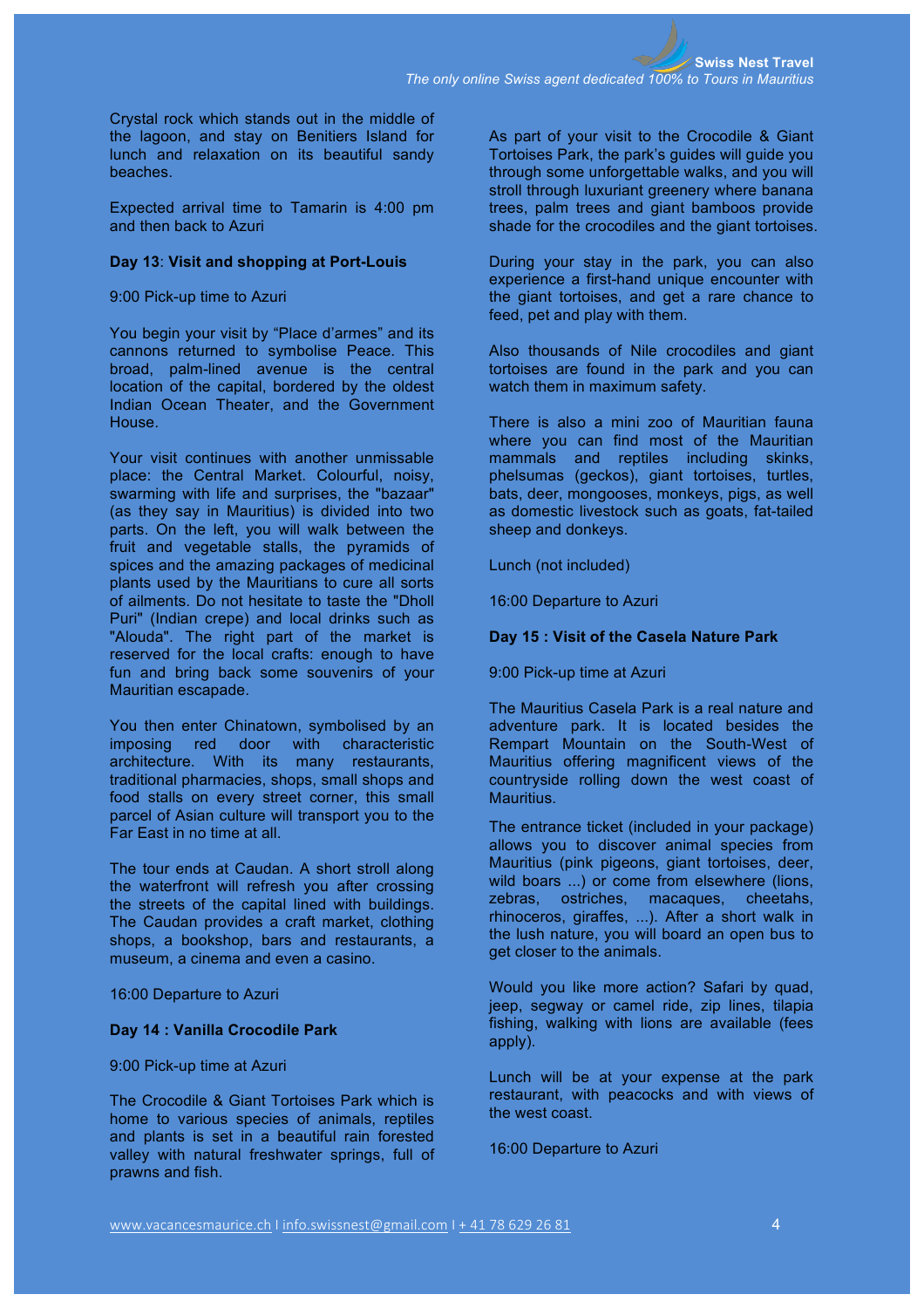Crystal rock which stands out in the middle of the lagoon, and stay on Benitiers Island for lunch and relaxation on its beautiful sandy beaches.

Expected arrival time to Tamarin is 4:00 pm and then back to Azuri

**Day 13**: **Visit and shopping at Port-Louis**

9:00 Pick-up time to Azuri

You begin your visit by "Place d'armes" and its cannons returned to symbolise Peace. This broad, palm-lined avenue is the central location of the capital, bordered by the oldest Indian Ocean Theater, and the Government House.

Your visit continues with another unmissable place: the Central Market. Colourful, noisy, swarming with life and surprises, the "bazaar" (as they say in Mauritius) is divided into two parts. On the left, you will walk between the fruit and vegetable stalls, the pyramids of spices and the amazing packages of medicinal plants used by the Mauritians to cure all sorts of ailments. Do not hesitate to taste the "Dholl Puri" (Indian crepe) and local drinks such as "Alouda". The right part of the market is reserved for the local crafts: enough to have fun and bring back some souvenirs of your Mauritian escapade.

You then enter Chinatown, symbolised by an imposing red door with characteristic architecture. With its many restaurants, traditional pharmacies, shops, small shops and food stalls on every street corner, this small parcel of Asian culture will transport you to the Far East in no time at all.

The tour ends at Caudan. A short stroll along the waterfront will refresh you after crossing the streets of the capital lined with buildings. The Caudan provides a craft market, clothing shops, a bookshop, bars and restaurants, a museum, a cinema and even a casino.

16:00 Departure to Azuri

**Day 14 : Vanilla Crocodile Park**

9:00 Pick-up time at Azuri

The Crocodile & Giant Tortoises Park which is home to various species of animals, reptiles and plants is set in a beautiful rain forested valley with natural freshwater springs, full of prawns and fish.

As part of your visit to the Crocodile & Giant Tortoises Park, the park's guides will guide you through some unforgettable walks, and you will stroll through luxuriant greenery where banana trees, palm trees and giant bamboos provide shade for the crocodiles and the giant tortoises.

During your stay in the park, you can also experience a first-hand unique encounter with the giant tortoises, and get a rare chance to feed, pet and play with them.

Also thousands of Nile crocodiles and giant tortoises are found in the park and you can watch them in maximum safety.

There is also a mini zoo of Mauritian fauna where you can find most of the Mauritian mammals and reptiles including skinks, phelsumas (geckos), giant tortoises, turtles, bats, deer, mongooses, monkeys, pigs, as well as domestic livestock such as goats, fat-tailed sheep and donkeys.

Lunch (not included)

16:00 Departure to Azuri

**Day 15 : Visit of the Casela Nature Park**

9:00 Pick-up time at Azuri

The Mauritius Casela Park is a real nature and adventure park. It is located besides the Rempart Mountain on the South-West of Mauritius offering magnificent views of the countryside rolling down the west coast of Mauritius.

The entrance ticket (included in your package) allows you to discover animal species from Mauritius (pink pigeons, giant tortoises, deer, wild boars ...) or come from elsewhere (lions, zebras, ostriches, macaques, cheetahs, rhinoceros, giraffes, ...). After a short walk in the lush nature, you will board an open bus to get closer to the animals.

Would you like more action? Safari by quad, jeep, segway or camel ride, zip lines, tilapia fishing, walking with lions are available (fees apply).

Lunch will be at your expense at the park restaurant, with peacocks and with views of the west coast.

16:00 Departure to Azuri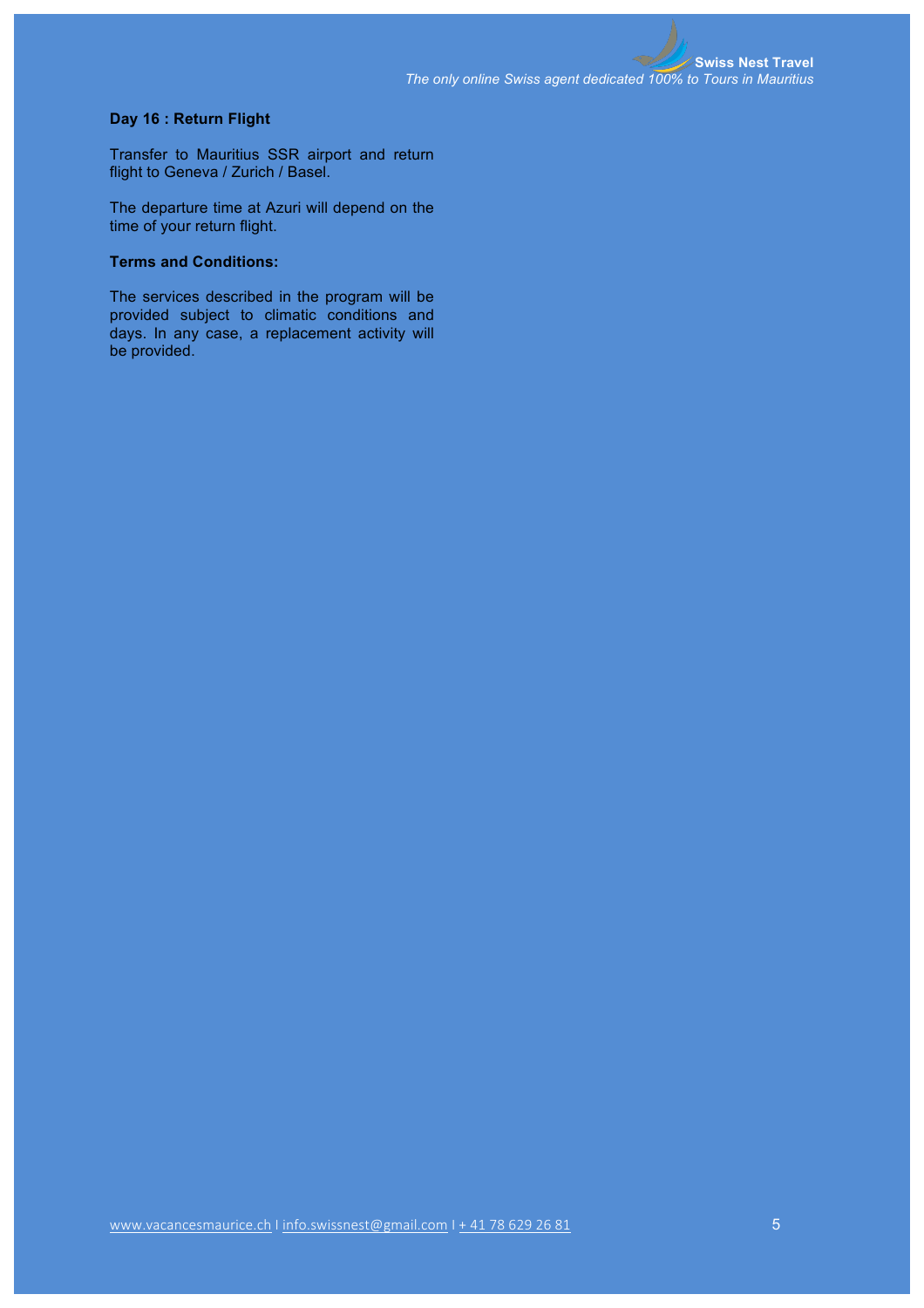**Day 16 : Return Flight**

Transfer to Mauritius SSR airport and return flight to Geneva / Zurich / Basel.

The departure time at Azuri will depend on the time of your return flight.

**Terms and Conditions:**

The services described in the program will be provided subject to climatic conditions and days. In any case, a replacement activity will be provided.